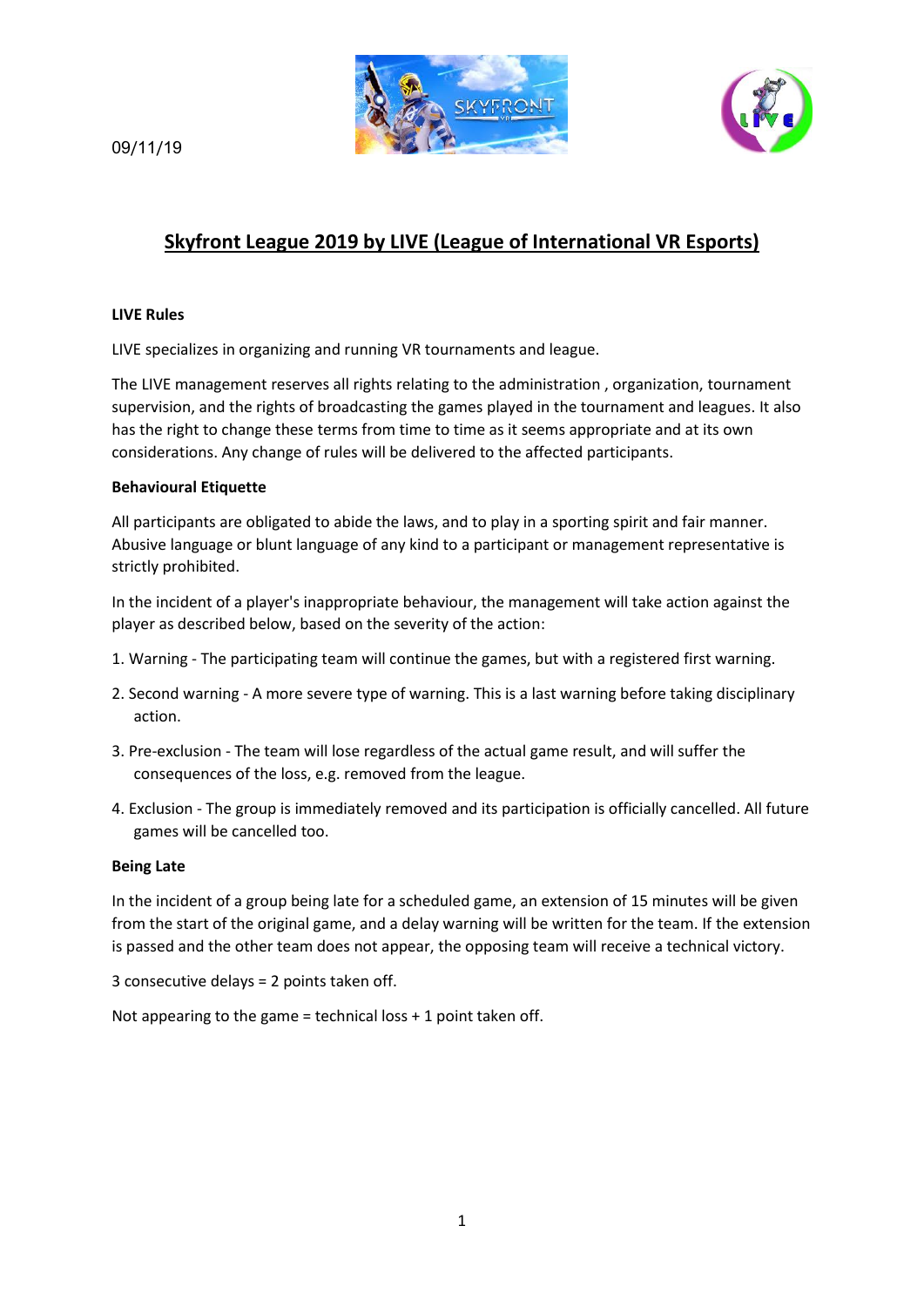09/11/19

# Skyfront League 2019 by LIVE (League of International VR Esports)

**LIVE Rules**

LIVE specializes in organizing and running VR tournaments and league.

The LIVE management reserves all rights relating to the administration , organization, tournament supervision, and the rights of broadcasting the games played in the tournament and leagues. It also has the right to change these terms from time to time as it seems appropriate and at its own considerations. Any change of rules will be delivered to the affected participants.

**Behavioural Etiquette**

All participants are obligated to abide the laws, and to play in a sporting spirit and fair manner. Abusive language or blunt language of any kind to a participant or management representative is strictly prohibited.

In the incident of a player's inappropriate behaviour, the management will take action against the player as described below, based on the severity of the action:

1. Warning - The participating team will continue the games, but with a registered first warning.
2. Second warning - A more severe type of warning. This is a last warning before taking disciplinary action.
3. Pre-exclusion - The team will lose regardless of the actual game result, and will suffer the consequences of the loss, e.g. removed from the league.
4. Exclusion - The group is immediately removed and its participation is officially cancelled. All future games will be cancelled too.

**Being Late**

In the incident of a group being late for a scheduled game, an extension of 15 minutes will be given from the start of the original game, and a delay warning will be written for the team. If the extension is passed and the other team does not appear, the opposing team will receive a technical victory.

3 consecutive delays = 2 points taken off.

Not appearing to the game = technical loss + 1 point taken off.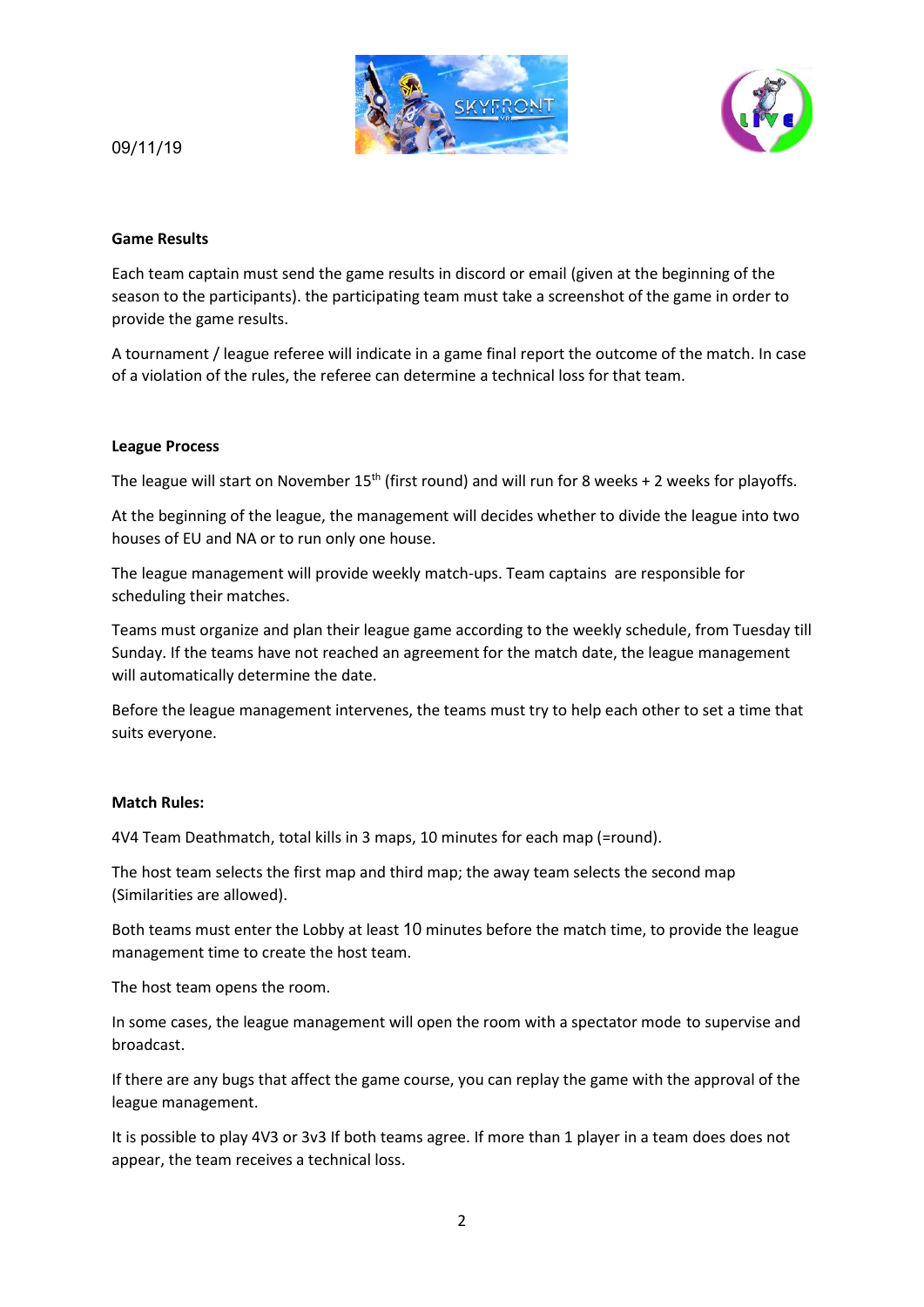09/11/19

**Game Results**

Each team captain must send the game results in discord or email (given at the beginning of the season to the participants). the participating team must take a screenshot of the game in order to provide the game results.

A tournament / league referee will indicate in a game final report the outcome of the match. In case of a violation of the rules, the referee can determine a technical loss for that team.

**League Process**

The league will start on November 15th (first round) and will run for 8 weeks + 2 weeks for playoffs.

At the beginning of the league, the management will decides whether to divide the league into two houses of EU and NA or to run only one house.

The league management will provide weekly match-ups. Team captains are responsible for scheduling their matches.

Teams must organize and plan their league game according to the weekly schedule, from Tuesday till Sunday. If the teams have not reached an agreement for the match date, the league management will automatically determine the date.

Before the league management intervenes, the teams must try to help each other to set a time that suits everyone.

**Match Rules:**

4V4 Team Deathmatch, total kills in 3 maps, 10 minutes for each map (=round).

The host team selects the first map and third map; the away team selects the second map (Similarities are allowed).

Both teams must enter the Lobby at least 10 minutes before the match time, to provide the league management time to create the host team.

The host team opens the room.

In some cases, the league management will open the room with a spectator mode to supervise and broadcast.

If there are any bugs that affect the game course, you can replay the game with the approval of the league management.

It is possible to play 4V3 or 3v3 If both teams agree. If more than 1 player in a team does does not appear, the team receives a technical loss.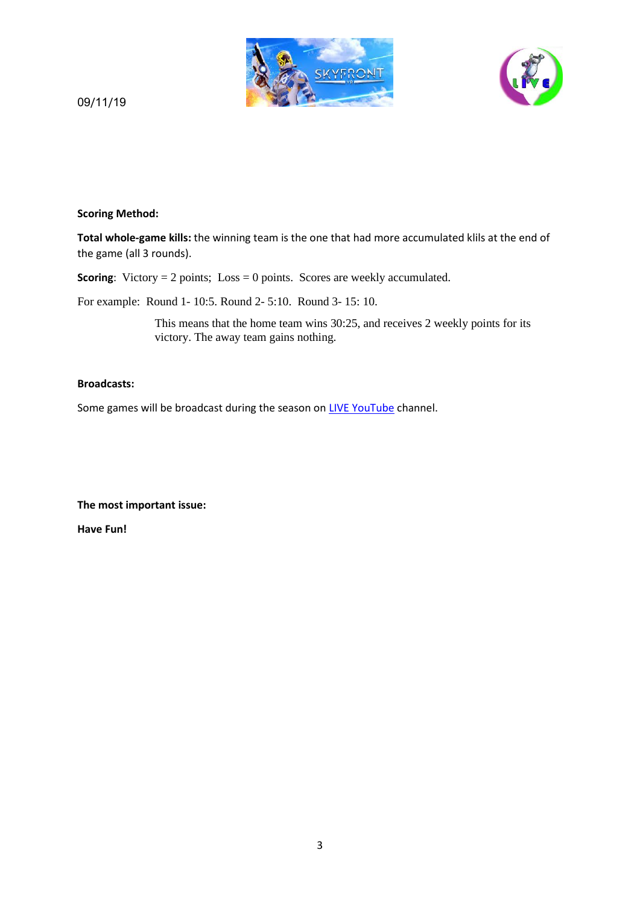09/11/19

**Scoring Method:**

**Total whole-game kills:** the winning team is the one that had more accumulated klils at the end of the game (all 3 rounds).

**Scoring**: Victory = 2 points; Loss = 0 points. Scores are weekly accumulated.

For example: Round 1- 10:5. Round 2- 5:10. Round 3- 15: 10.

This means that the home team wins 30:25, and receives 2 weekly points for its victory. The away team gains nothing.

**Broadcasts:**

Some games will be broadcast during the season on LIVE YouTube channel.

**The most important issue:**

**Have Fun!**